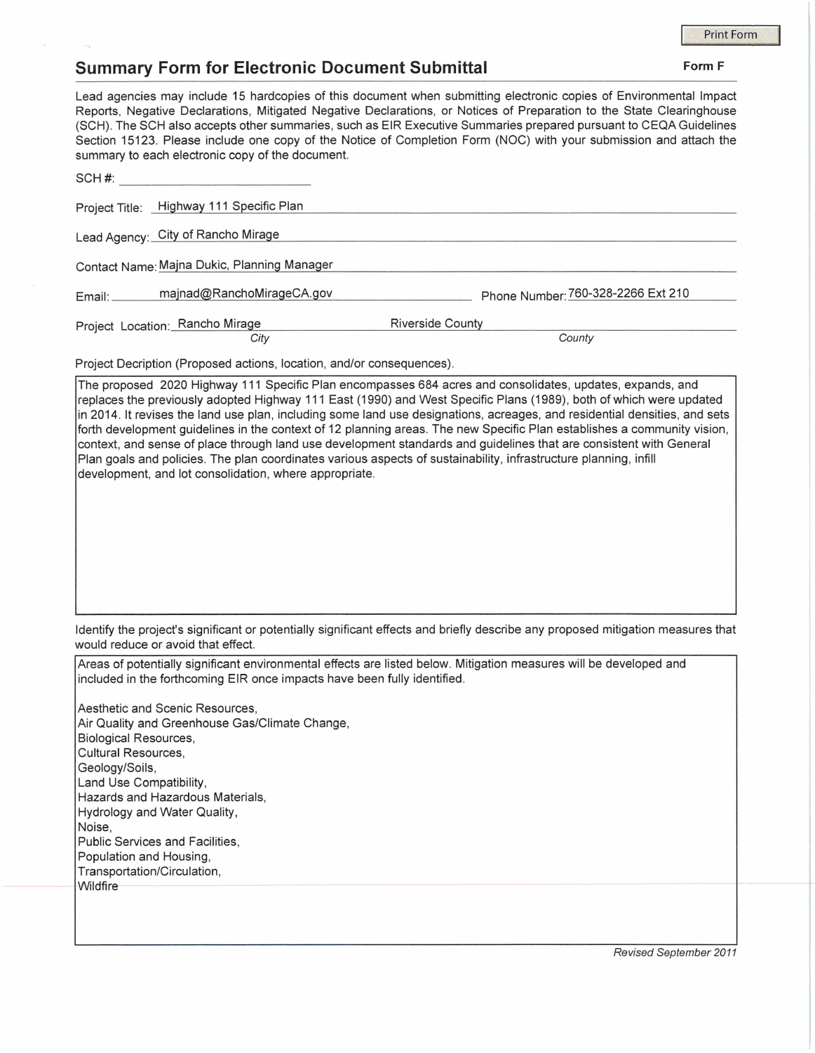## Summary Form for Electronic Document Submittal

**Form F**

Lead agencies may include 15 hardcopies of this document when submitting electronic copies of Environmental Impact Reports, Negative Declarations, Mitigated Negative Declarations, or Notices of Preparation to the State Clearinghouse (SCH). The SCH also accepts other summaries, such as EIR Executive Summaries prepared pursuant to CEQA Guidelines Section 15123. Please include one copy of the Notice of Completion Form (NOC) with your submission and attach the summary to each electronic copy of the document.

SCH #: ______________________

Project Title: Highway 111 Specific Plan

Lead Agency: City of Rancho Mirage

Contact Name: Majna Dukic, Planning Manager

Email: majnad@RanchoMirageCA.gov

Phone Number: 760-328-2266 Ext 210

Project Location: Rancho Mirage (*City*), Riverside County (*County*)

Project Decription (Proposed actions, location, and/or consequences).

The proposed 2020 Highway 111 Specific Plan encompasses 684 acres and consolidates, updates, expands, and replaces the previously adopted Highway 111 East (1990) and West Specific Plans (1989), both of which were updated in 2014. It revises the land use plan, including some land use designations, acreages, and residential densities, and sets forth development guidelines in the context of 12 planning areas. The new Specific Plan establishes a community vision, context, and sense of place through land use development standards and guidelines that are consistent with General Plan goals and policies. The plan coordinates various aspects of sustainability, infrastructure planning, infill development, and lot consolidation, where appropriate.

Identify the project's significant or potentially significant effects and briefly describe any proposed mitigation measures that would reduce or avoid that effect.

Areas of potentially significant environmental effects are listed below. Mitigation measures will be developed and included in the forthcoming EIR once impacts have been fully identified.

Aesthetic and Scenic Resources,
Air Quality and Greenhouse Gas/Climate Change,
Biological Resources,
Cultural Resources,
Geology/Soils,
Land Use Compatibility,
Hazards and Hazardous Materials,
Hydrology and Water Quality,
Noise,
Public Services and Facilities,
Population and Housing,
Transportation/Circulation,
Wildfire

*Revised September 2011*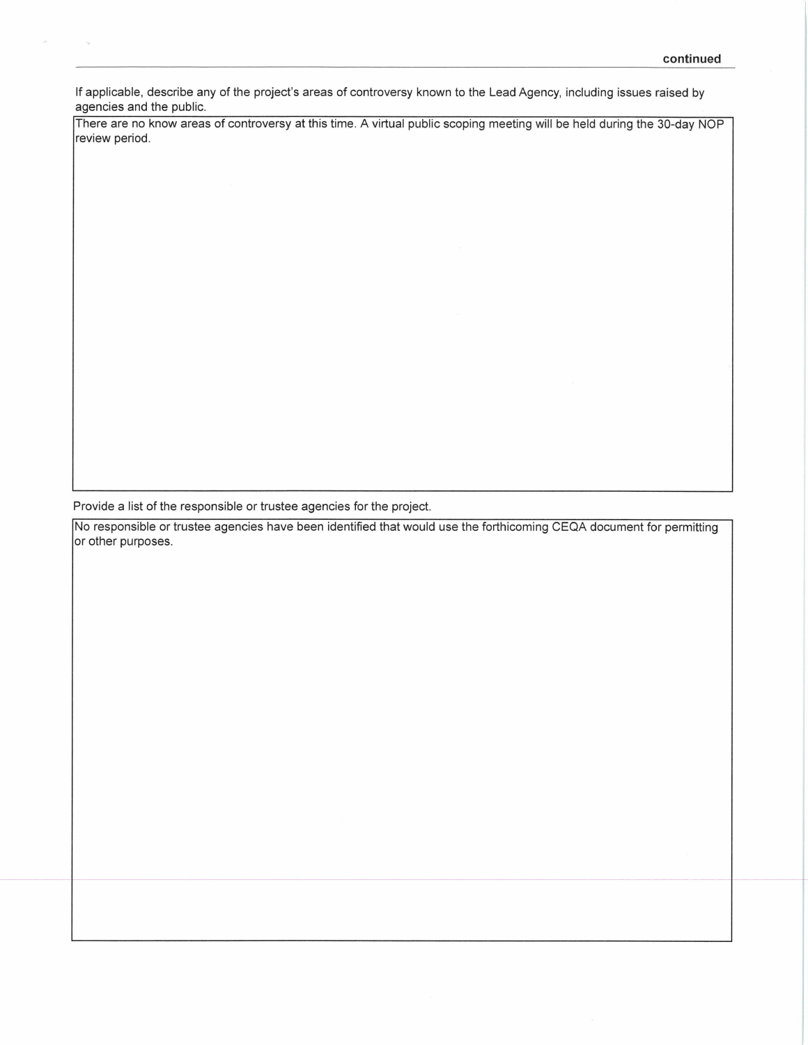continued

If applicable, describe any of the project's areas of controversy known to the Lead Agency, including issues raised by agencies and the public.

| |
|---|
| There are no know areas of controversy at this time. A virtual public scoping meeting will be held during the 30-day NOP review period. |

Provide a list of the responsible or trustee agencies for the project.

| |
|---|
| No responsible or trustee agencies have been identified that would use the forthcoming CEQA document for permitting or other purposes. |